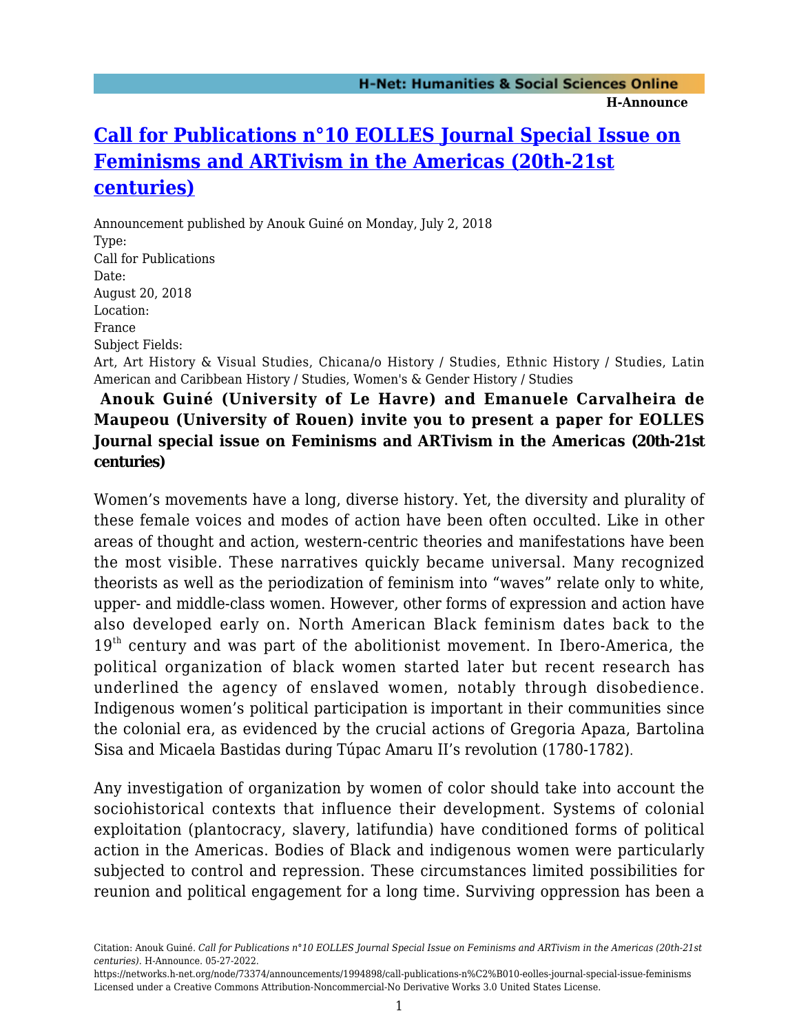# [Call for Publications n°10 EOLLES Journal Special Issue on Feminisms and ARTivism in the Americas (20th-21st centuries)](https://networks.h-net.org/node/73374/announcements/1994898/call-publications-n%C2%B010-eolles-journal-special-issue-feminisms)

Announcement published by Anouk Guiné on Monday, July 2, 2018

Type:
Call for Publications

Date:
August 20, 2018

Location:
France

Subject Fields:
Art, Art History & Visual Studies, Chicana/o History / Studies, Ethnic History / Studies, Latin American and Caribbean History / Studies, Women's & Gender History / Studies

**Anouk Guiné (University of Le Havre) and Emanuele Carvalheira de Maupeou (University of Rouen) invite you to present a paper for EOLLES Journal special issue on Feminisms and ARTivism in the Americas (20th-21st centuries)**

Women's movements have a long, diverse history. Yet, the diversity and plurality of these female voices and modes of action have been often occulted. Like in other areas of thought and action, western-centric theories and manifestations have been the most visible. These narratives quickly became universal. Many recognized theorists as well as the periodization of feminism into "waves" relate only to white, upper- and middle-class women. However, other forms of expression and action have also developed early on. North American Black feminism dates back to the 19th century and was part of the abolitionist movement. In Ibero-America, the political organization of black women started later but recent research has underlined the agency of enslaved women, notably through disobedience. Indigenous women's political participation is important in their communities since the colonial era, as evidenced by the crucial actions of Gregoria Apaza, Bartolina Sisa and Micaela Bastidas during Túpac Amaru II's revolution (1780-1782).

Any investigation of organization by women of color should take into account the sociohistorical contexts that influence their development. Systems of colonial exploitation (plantocracy, slavery, latifundia) have conditioned forms of political action in the Americas. Bodies of Black and indigenous women were particularly subjected to control and repression. These circumstances limited possibilities for reunion and political engagement for a long time. Surviving oppression has been a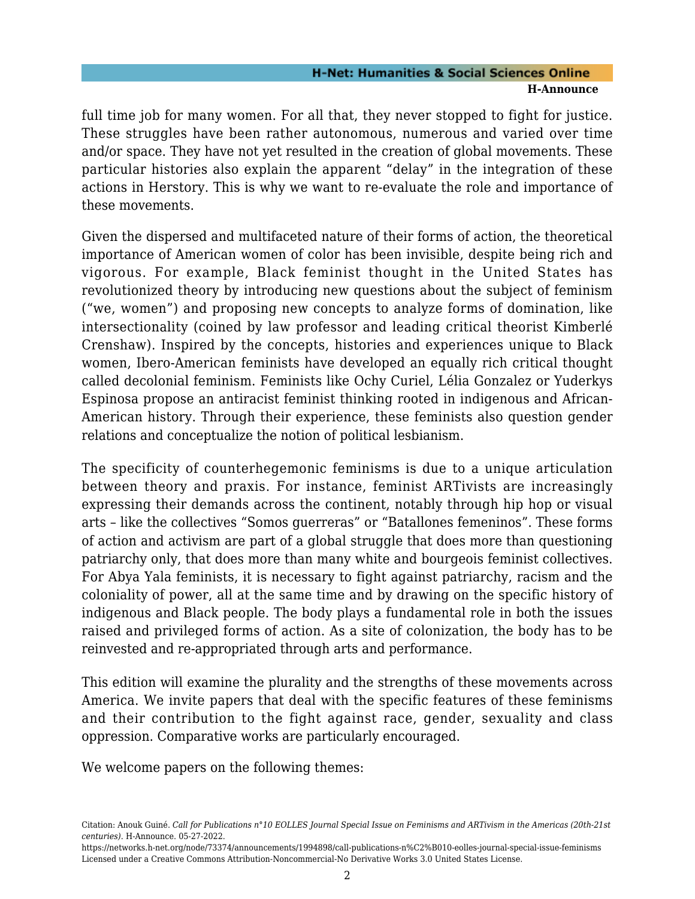full time job for many women. For all that, they never stopped to fight for justice. These struggles have been rather autonomous, numerous and varied over time and/or space. They have not yet resulted in the creation of global movements. These particular histories also explain the apparent "delay" in the integration of these actions in Herstory. This is why we want to re-evaluate the role and importance of these movements.

Given the dispersed and multifaceted nature of their forms of action, the theoretical importance of American women of color has been invisible, despite being rich and vigorous. For example, Black feminist thought in the United States has revolutionized theory by introducing new questions about the subject of feminism ("we, women") and proposing new concepts to analyze forms of domination, like intersectionality (coined by law professor and leading critical theorist Kimberlé Crenshaw). Inspired by the concepts, histories and experiences unique to Black women, Ibero-American feminists have developed an equally rich critical thought called decolonial feminism. Feminists like Ochy Curiel, Lélia Gonzalez or Yuderkys Espinosa propose an antiracist feminist thinking rooted in indigenous and African-American history. Through their experience, these feminists also question gender relations and conceptualize the notion of political lesbianism.

The specificity of counterhegemonic feminisms is due to a unique articulation between theory and praxis. For instance, feminist ARTivists are increasingly expressing their demands across the continent, notably through hip hop or visual arts – like the collectives "Somos guerreras" or "Batallones femeninos". These forms of action and activism are part of a global struggle that does more than questioning patriarchy only, that does more than many white and bourgeois feminist collectives. For Abya Yala feminists, it is necessary to fight against patriarchy, racism and the coloniality of power, all at the same time and by drawing on the specific history of indigenous and Black people. The body plays a fundamental role in both the issues raised and privileged forms of action. As a site of colonization, the body has to be reinvested and re-appropriated through arts and performance.

This edition will examine the plurality and the strengths of these movements across America. We invite papers that deal with the specific features of these feminisms and their contribution to the fight against race, gender, sexuality and class oppression. Comparative works are particularly encouraged.

We welcome papers on the following themes: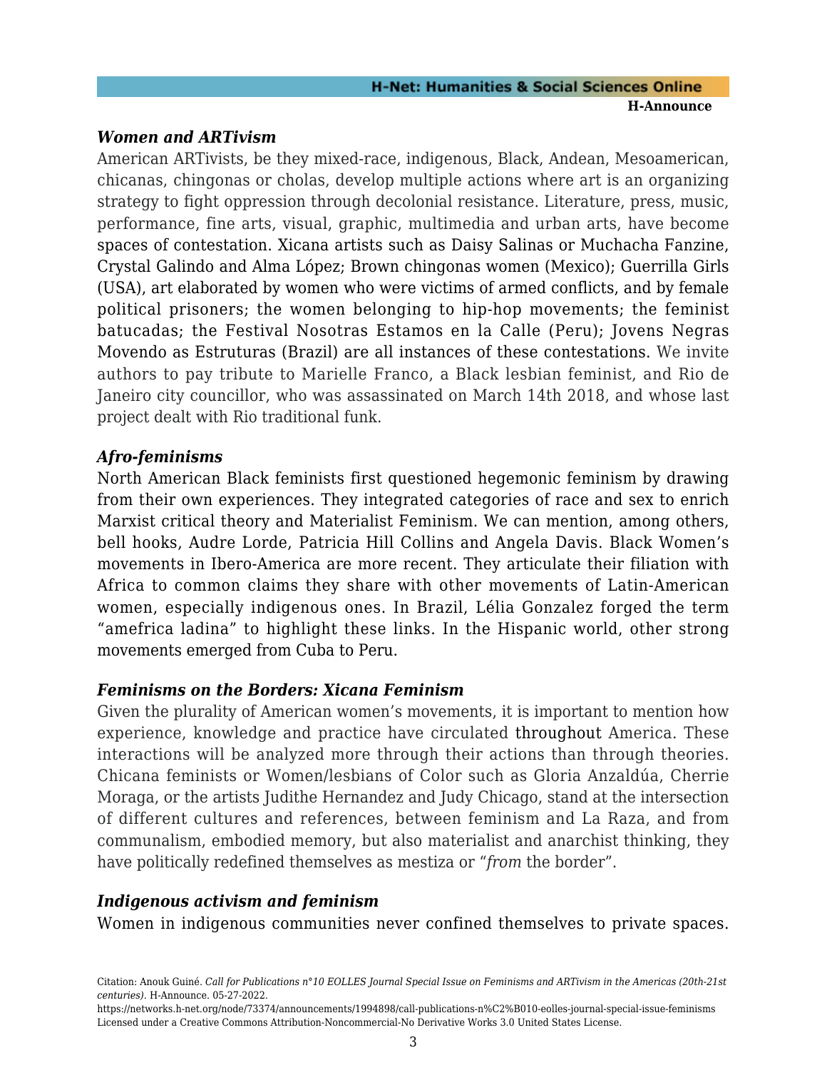### *Women and ARTivism*

American ARTivists, be they mixed-race, indigenous, Black, Andean, Mesoamerican, chicanas, chingonas or cholas, develop multiple actions where art is an organizing strategy to fight oppression through decolonial resistance. Literature, press, music, performance, fine arts, visual, graphic, multimedia and urban arts, have become spaces of contestation. Xicana artists such as Daisy Salinas or Muchacha Fanzine, Crystal Galindo and Alma López; Brown chingonas women (Mexico); Guerrilla Girls (USA), art elaborated by women who were victims of armed conflicts, and by female political prisoners; the women belonging to hip-hop movements; the feminist batucadas; the Festival Nosotras Estamos en la Calle (Peru); Jovens Negras Movendo as Estruturas (Brazil) are all instances of these contestations. We invite authors to pay tribute to Marielle Franco, a Black lesbian feminist, and Rio de Janeiro city councillor, who was assassinated on March 14th 2018, and whose last project dealt with Rio traditional funk.

### *Afro-feminisms*

North American Black feminists first questioned hegemonic feminism by drawing from their own experiences. They integrated categories of race and sex to enrich Marxist critical theory and Materialist Feminism. We can mention, among others, bell hooks, Audre Lorde, Patricia Hill Collins and Angela Davis. Black Women's movements in Ibero-America are more recent. They articulate their filiation with Africa to common claims they share with other movements of Latin-American women, especially indigenous ones. In Brazil, Lélia Gonzalez forged the term "amefrica ladina" to highlight these links. In the Hispanic world, other strong movements emerged from Cuba to Peru.

### *Feminisms on the Borders: Xicana Feminism*

Given the plurality of American women's movements, it is important to mention how experience, knowledge and practice have circulated throughout America. These interactions will be analyzed more through their actions than through theories. Chicana feminists or Women/lesbians of Color such as Gloria Anzaldúa, Cherrie Moraga, or the artists Judithe Hernandez and Judy Chicago, stand at the intersection of different cultures and references, between feminism and La Raza, and from communalism, embodied memory, but also materialist and anarchist thinking, they have politically redefined themselves as mestiza or "*from* the border".

### *Indigenous activism and feminism*

Women in indigenous communities never confined themselves to private spaces.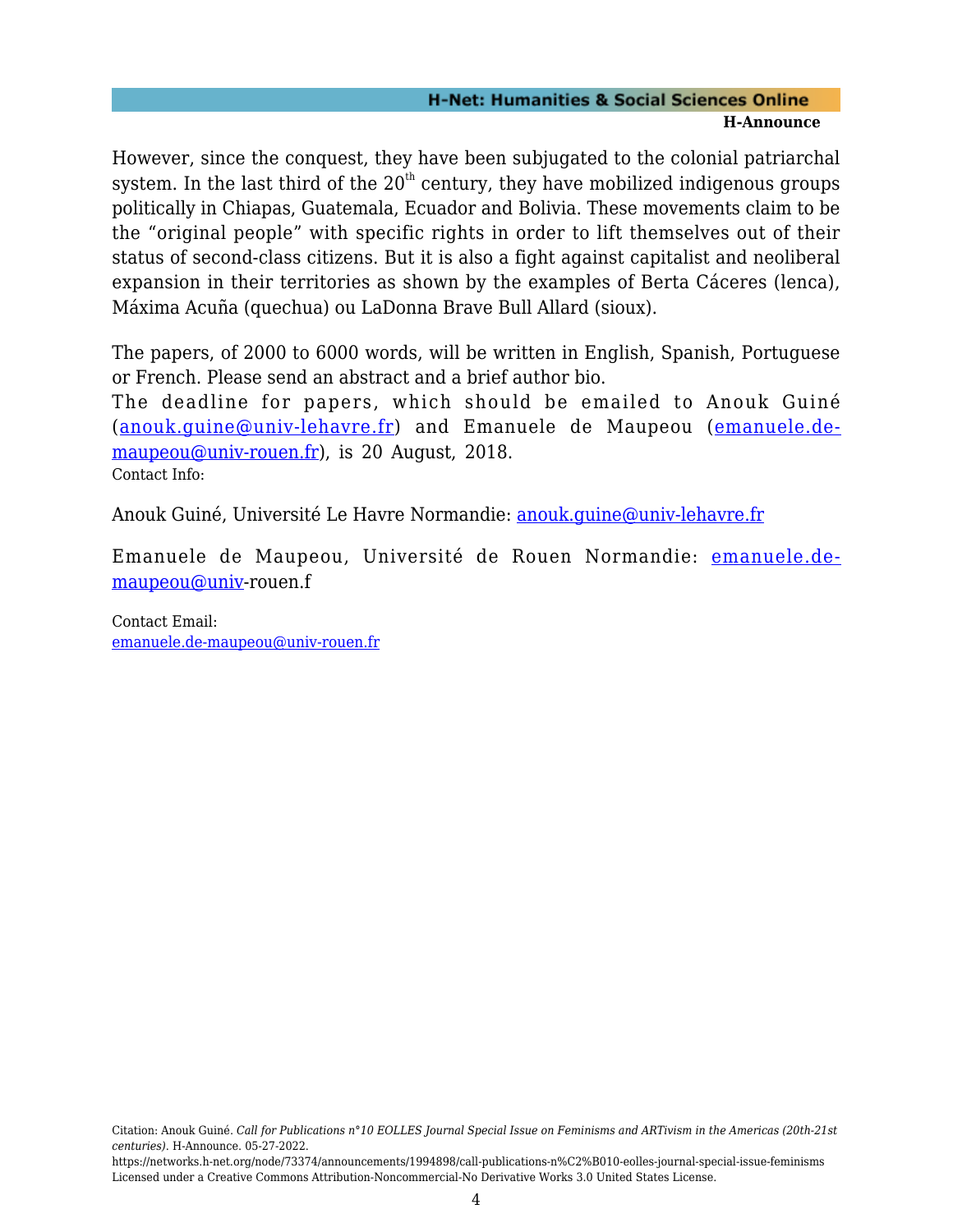However, since the conquest, they have been subjugated to the colonial patriarchal system. In the last third of the 20th century, they have mobilized indigenous groups politically in Chiapas, Guatemala, Ecuador and Bolivia. These movements claim to be the "original people" with specific rights in order to lift themselves out of their status of second-class citizens. But it is also a fight against capitalist and neoliberal expansion in their territories as shown by the examples of Berta Cáceres (lenca), Máxima Acuña (quechua) ou LaDonna Brave Bull Allard (sioux).

The papers, of 2000 to 6000 words, will be written in English, Spanish, Portuguese or French. Please send an abstract and a brief author bio.

The deadline for papers, which should be emailed to Anouk Guiné (anouk.guine@univ-lehavre.fr) and Emanuele de Maupeou (emanuele.de-maupeou@univ-rouen.fr), is 20 August, 2018.

Contact Info:

Anouk Guiné, Université Le Havre Normandie: anouk.guine@univ-lehavre.fr

Emanuele de Maupeou, Université de Rouen Normandie: emanuele.de-maupeou@univ-rouen.f

Contact Email:
emanuele.de-maupeou@univ-rouen.fr

Citation: Anouk Guiné. *Call for Publications n°10 EOLLES Journal Special Issue on Feminisms and ARTivism in the Americas (20th-21st centuries)*. H-Announce. 05-27-2022.
https://networks.h-net.org/node/73374/announcements/1994898/call-publications-n%C2%B010-eolles-journal-special-issue-feminisms
Licensed under a Creative Commons Attribution-Noncommercial-No Derivative Works 3.0 United States License.